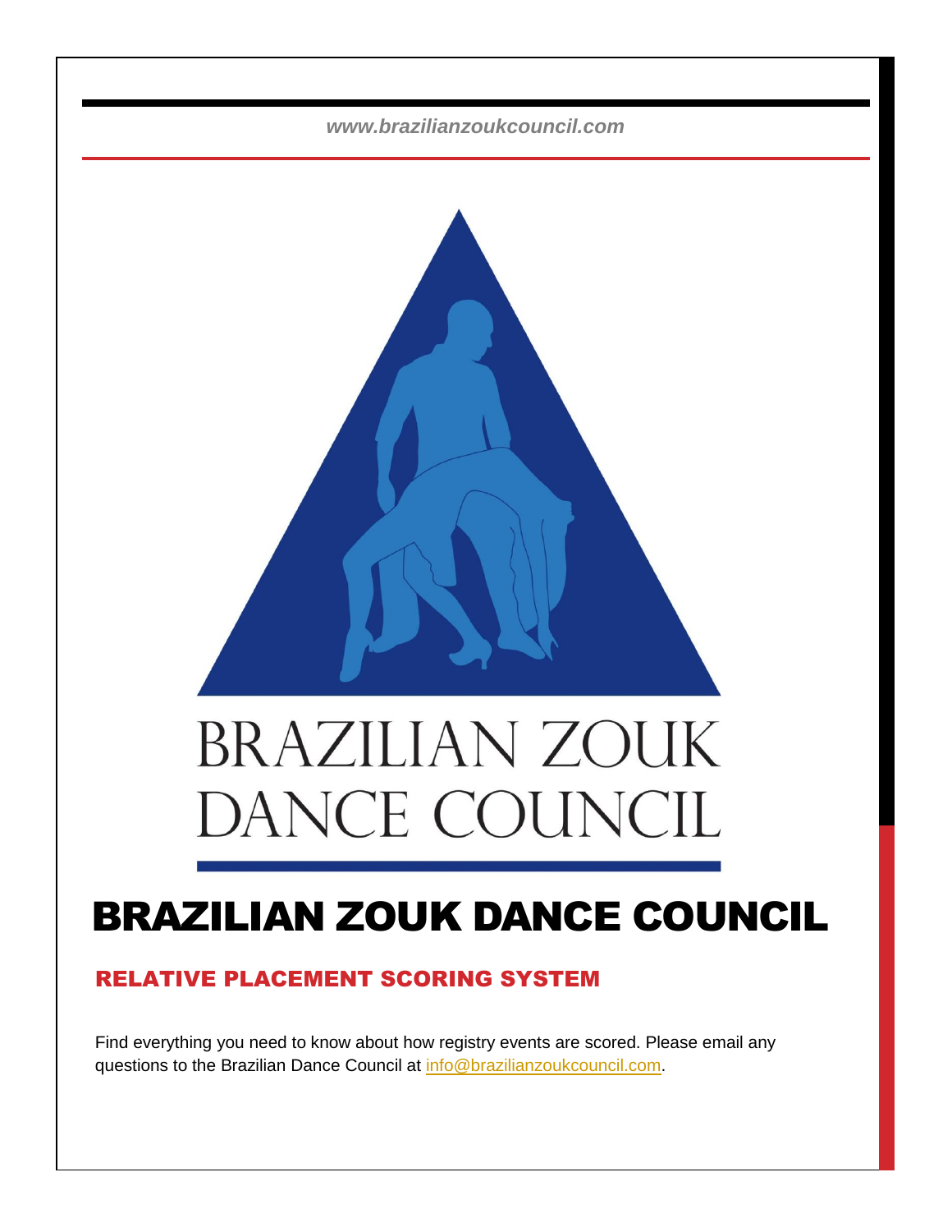*www.brazilianzoukcouncil.com*

BRAZILIAN ZOUK DANCE COUNCIL

# BRAZILIAN ZOUK DANCE COUNCIL

## RELATIVE PLACEMENT SCORING SYSTEM

Find everything you need to know about how registry events are scored. Please email any questions to the Brazilian Dance Council at [info@brazilianzoukcouncil.com](mailto:info@brazilianzoukcouncil.com).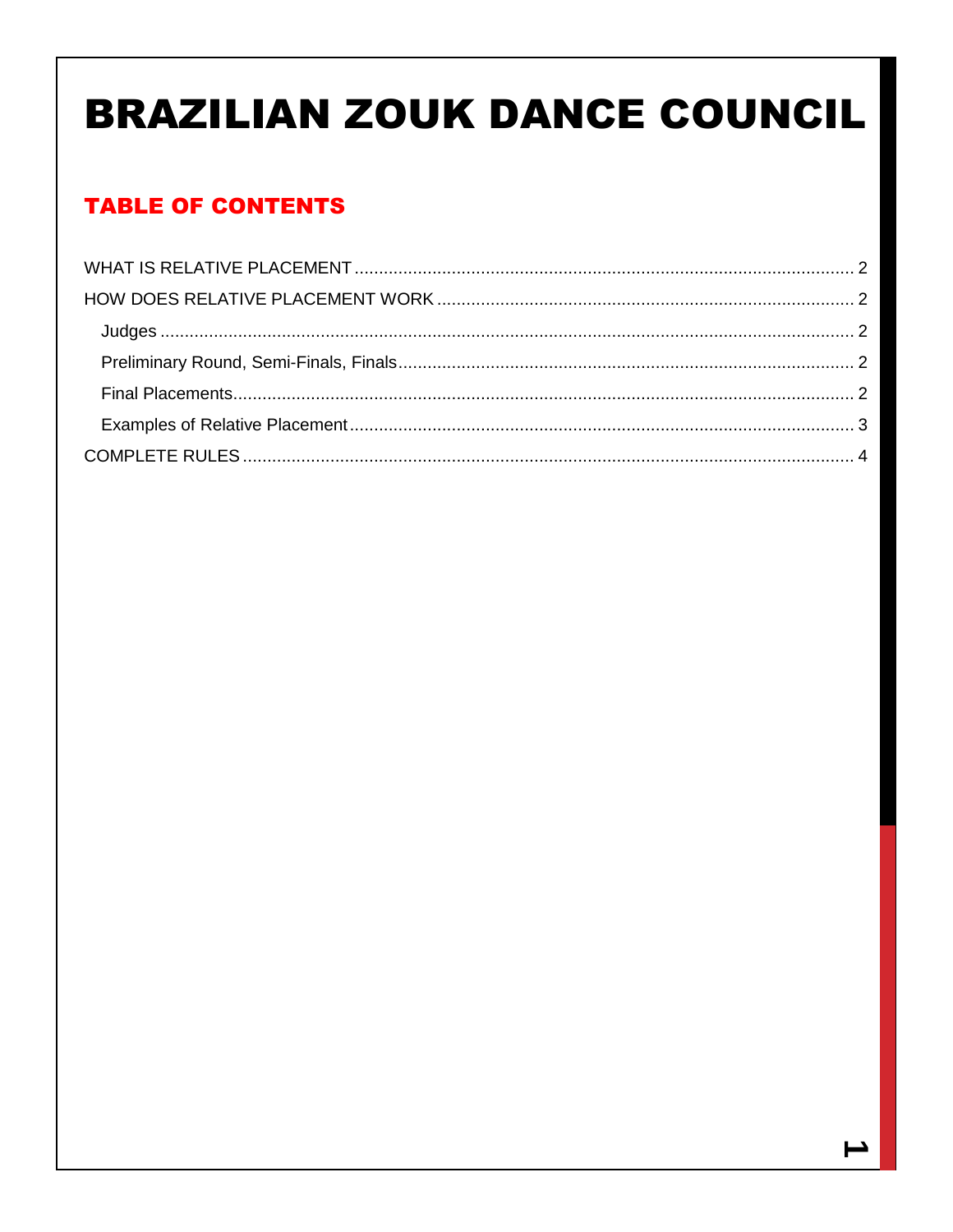# BRAZILIAN ZOUK DANCE COUNCIL

## TABLE OF CONTENTS

WHAT IS RELATIVE PLACEMENT ........................................................................................................ 2
HOW DOES RELATIVE PLACEMENT WORK ..................................................................................... 2
- Judges ................................................................................................................................................ 2
- Preliminary Round, Semi-Finals, Finals.............................................................................................. 2
- Final Placements................................................................................................................................. 2
- Examples of Relative Placement........................................................................................................ 3

COMPLETE RULES ............................................................................................................................... 4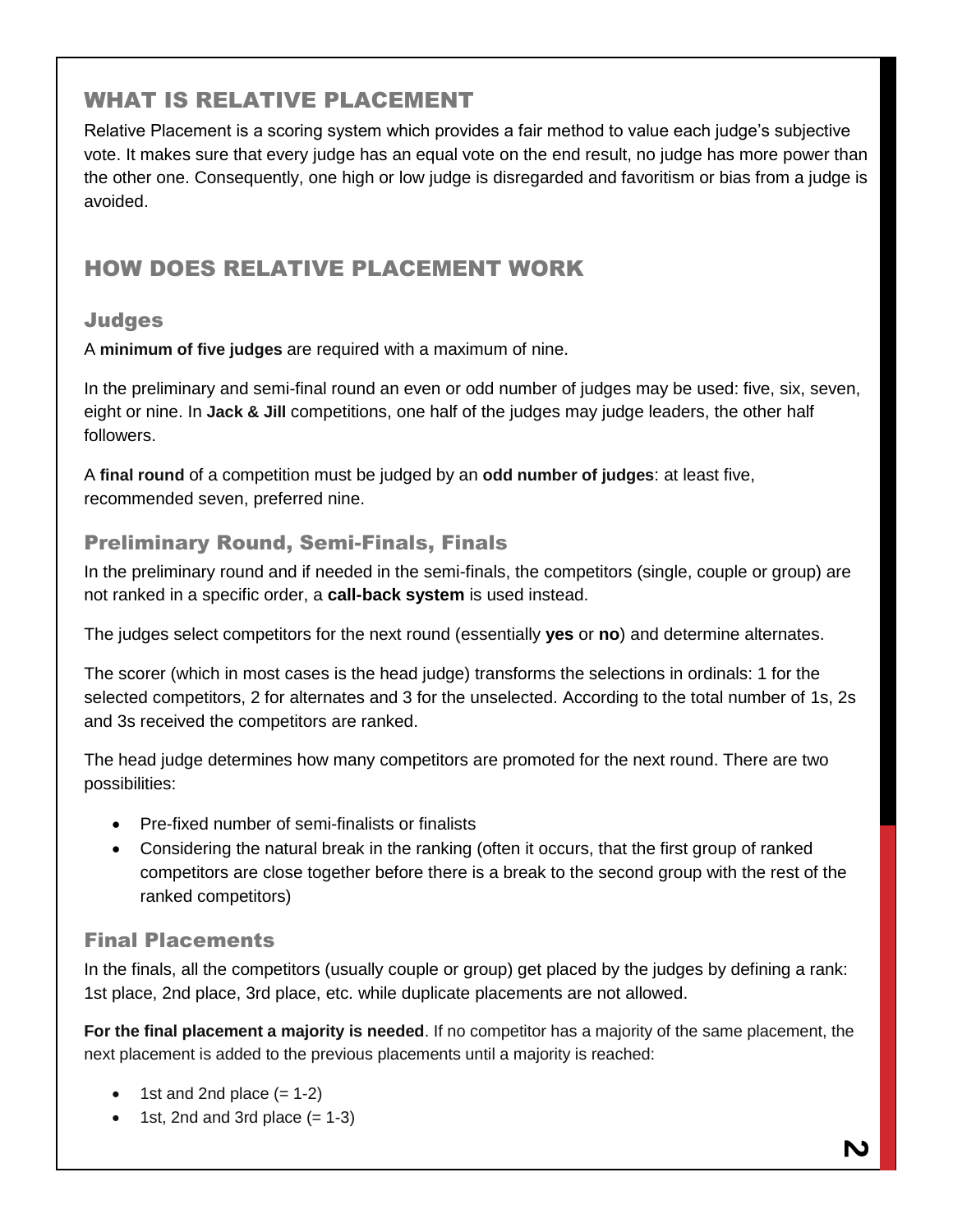## WHAT IS RELATIVE PLACEMENT

Relative Placement is a scoring system which provides a fair method to value each judge's subjective vote. It makes sure that every judge has an equal vote on the end result, no judge has more power than the other one. Consequently, one high or low judge is disregarded and favoritism or bias from a judge is avoided.

## HOW DOES RELATIVE PLACEMENT WORK

### Judges

A **minimum of five judges** are required with a maximum of nine.

In the preliminary and semi-final round an even or odd number of judges may be used: five, six, seven, eight or nine. In **Jack & Jill** competitions, one half of the judges may judge leaders, the other half followers.

A **final round** of a competition must be judged by an **odd number of judges**: at least five, recommended seven, preferred nine.

### Preliminary Round, Semi-Finals, Finals

In the preliminary round and if needed in the semi-finals, the competitors (single, couple or group) are not ranked in a specific order, a **call-back system** is used instead.

The judges select competitors for the next round (essentially **yes** or **no**) and determine alternates.

The scorer (which in most cases is the head judge) transforms the selections in ordinals: 1 for the selected competitors, 2 for alternates and 3 for the unselected. According to the total number of 1s, 2s and 3s received the competitors are ranked.

The head judge determines how many competitors are promoted for the next round. There are two possibilities:

- Pre-fixed number of semi-finalists or finalists
- Considering the natural break in the ranking (often it occurs, that the first group of ranked competitors are close together before there is a break to the second group with the rest of the ranked competitors)

### Final Placements

In the finals, all the competitors (usually couple or group) get placed by the judges by defining a rank: 1st place, 2nd place, 3rd place, etc. while duplicate placements are not allowed.

**For the final placement a majority is needed**. If no competitor has a majority of the same placement, the next placement is added to the previous placements until a majority is reached:

- 1st and 2nd place (= 1-2)
- 1st, 2nd and 3rd place (= 1-3)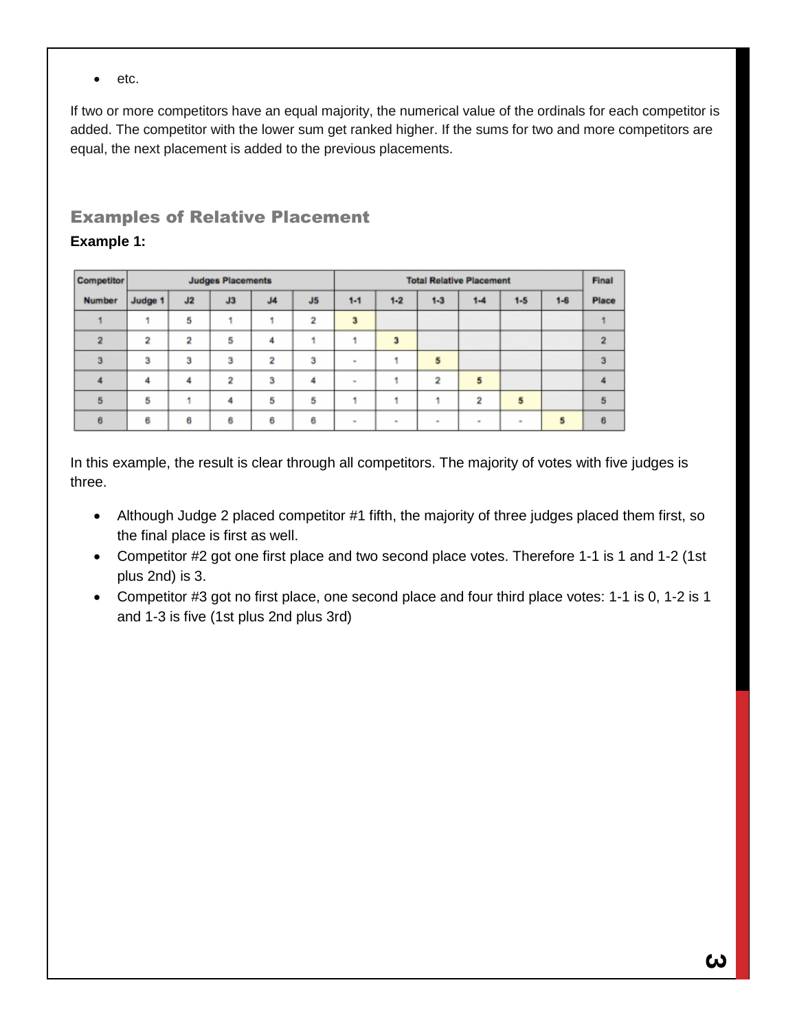- etc.

If two or more competitors have an equal majority, the numerical value of the ordinals for each competitor is added. The competitor with the lower sum get ranked higher. If the sums for two and more competitors are equal, the next placement is added to the previous placements.

## Examples of Relative Placement

**Example 1:**

| Competitor | Judges Placements | | | | | Total Relative Placement | | | | | | Final |
|---|---|---|---|---|---|---|---|---|---|---|---|---|
| Number | Judge 1 | J2 | J3 | J4 | J5 | 1-1 | 1-2 | 1-3 | 1-4 | 1-5 | 1-6 | Place |
| 1 | 1 | 5 | 1 | 1 | 2 | 3 | | | | | | 1 |
| 2 | 2 | 2 | 5 | 4 | 1 | 1 | 3 | | | | | 2 |
| 3 | 3 | 3 | 3 | 2 | 3 | - | 1 | 5 | | | | 3 |
| 4 | 4 | 4 | 2 | 3 | 4 | - | 1 | 2 | 5 | | | 4 |
| 5 | 5 | 1 | 4 | 5 | 5 | 1 | 1 | 1 | 2 | 5 | | 5 |
| 6 | 6 | 6 | 6 | 6 | 6 | - | - | - | - | - | 5 | 6 |

In this example, the result is clear through all competitors. The majority of votes with five judges is three.

- Although Judge 2 placed competitor #1 fifth, the majority of three judges placed them first, so the final place is first as well.
- Competitor #2 got one first place and two second place votes. Therefore 1-1 is 1 and 1-2 (1st plus 2nd) is 3.
- Competitor #3 got no first place, one second place and four third place votes: 1-1 is 0, 1-2 is 1 and 1-3 is five (1st plus 2nd plus 3rd)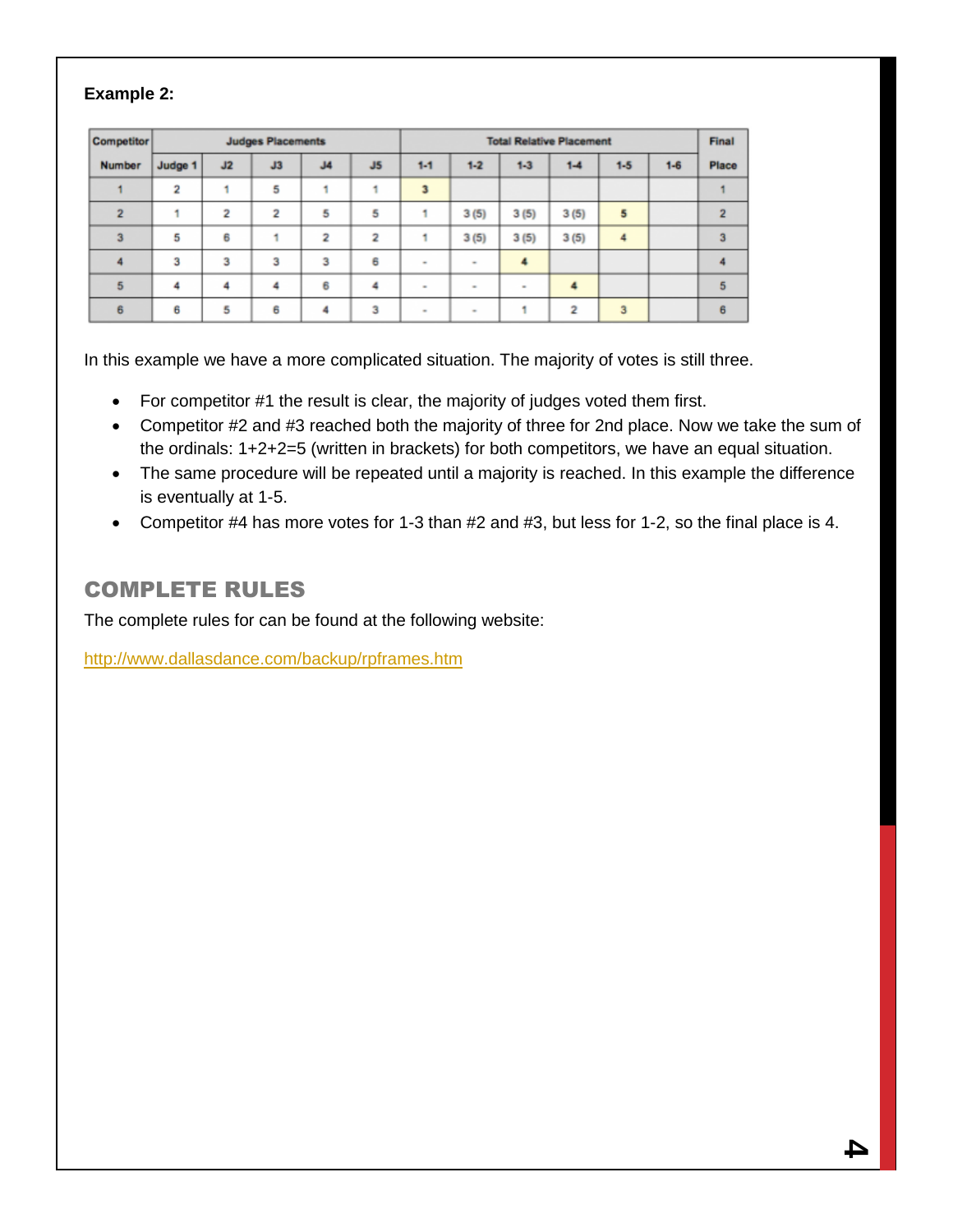**Example 2:**

| Competitor | Judges Placements | | | | | Total Relative Placement | | | | | | Final |
|---|---|---|---|---|---|---|---|---|---|---|---|---|
| Number | Judge 1 | J2 | J3 | J4 | J5 | 1-1 | 1-2 | 1-3 | 1-4 | 1-5 | 1-6 | Place |
| 1 | 2 | 1 | 5 | 1 | 1 | 3 | | | | | | 1 |
| 2 | 1 | 2 | 2 | 5 | 5 | 1 | 3 (5) | 3 (5) | 3 (5) | 5 | | 2 |
| 3 | 5 | 6 | 1 | 2 | 2 | 1 | 3 (5) | 3 (5) | 3 (5) | 4 | | 3 |
| 4 | 3 | 3 | 3 | 3 | 6 | - | - | 4 | | | | 4 |
| 5 | 4 | 4 | 4 | 6 | 4 | - | - | - | 4 | | | 5 |
| 6 | 6 | 5 | 6 | 4 | 3 | - | - | 1 | 2 | 3 | | 6 |

In this example we have a more complicated situation. The majority of votes is still three.

- For competitor #1 the result is clear, the majority of judges voted them first.
- Competitor #2 and #3 reached both the majority of three for 2nd place. Now we take the sum of the ordinals: 1+2+2=5 (written in brackets) for both competitors, we have an equal situation.
- The same procedure will be repeated until a majority is reached. In this example the difference is eventually at 1-5.
- Competitor #4 has more votes for 1-3 than #2 and #3, but less for 1-2, so the final place is 4.

## COMPLETE RULES

The complete rules for can be found at the following website:

http://www.dallasdance.com/backup/rpframes.htm